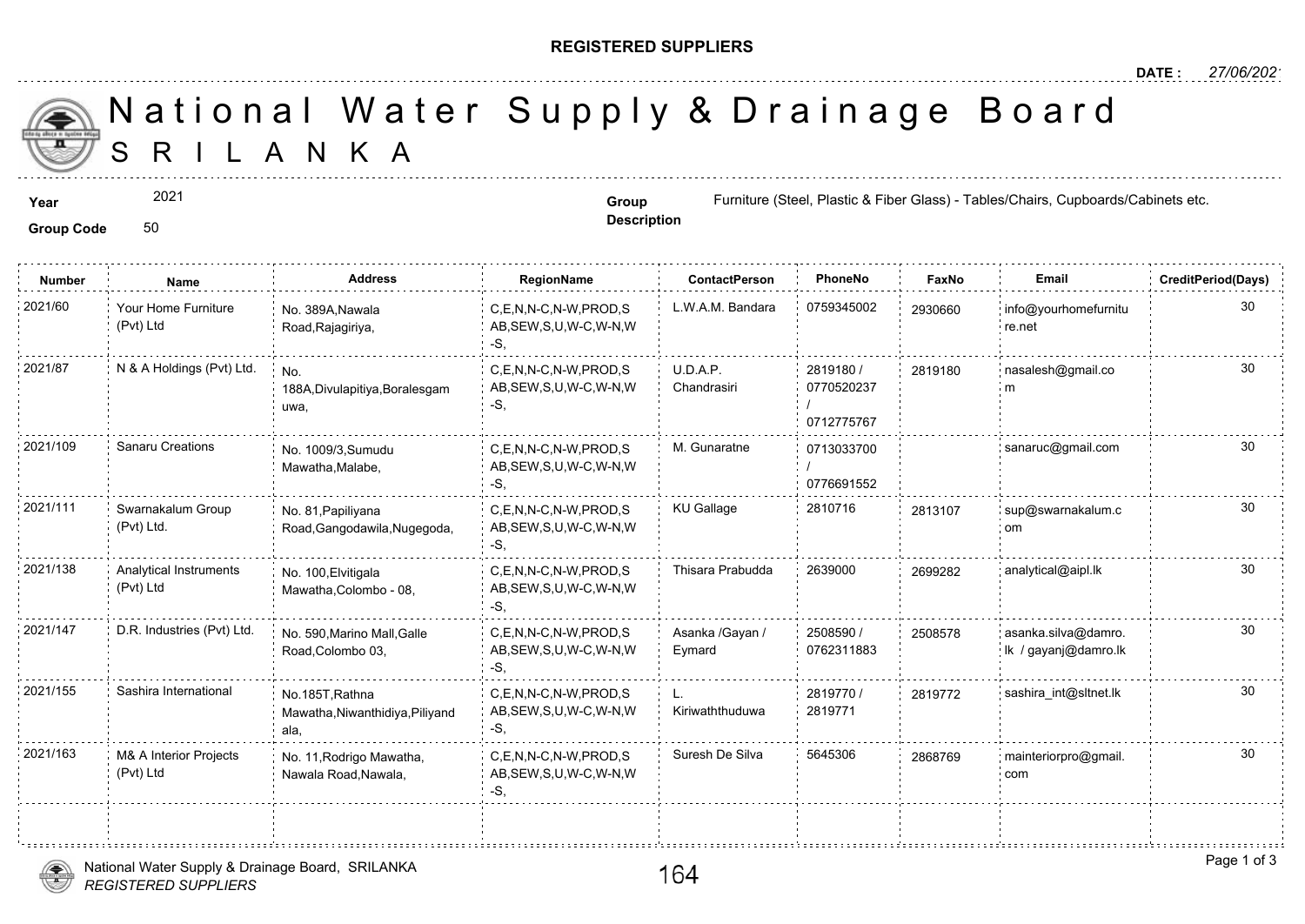**REGISTERED SUPPLIERS**

**DATE :** 27/06/2021

# National Water Supply & Drainage Board
## SRILANKA

**Year** 2021

**Group Code** 50

**Group Description** Furniture (Steel, Plastic & Fiber Glass) - Tables/Chairs, Cupboards/Cabinets etc.

| Number | Name | Address | RegionName | ContactPerson | PhoneNo | FaxNo | Email | CreditPeriod(Days) |
|---|---|---|---|---|---|---|---|---|
| 2021/60 | Your Home Furniture (Pvt) Ltd | No. 389A,Nawala Road,Rajagiriya, | C,E,N,N-C,N-W,PROD,SAB,SEW,S,U,W-C,W-N,W-S, | L.W.A.M. Bandara | 0759345002 | 2930660 | info@yourhomefurniture.net | 30 |
| 2021/87 | N & A Holdings (Pvt) Ltd. | No. 188A,Divulapitiya,Boralesgamuwa, | C,E,N,N-C,N-W,PROD,SAB,SEW,S,U,W-C,W-N,W-S, | U.D.A.P. Chandrasiri | 2819180 / 0770520237 / 0712775767 | 2819180 | nasalesh@gmail.com | 30 |
| 2021/109 | Sanaru Creations | No. 1009/3,Sumudu Mawatha,Malabe, | C,E,N,N-C,N-W,PROD,SAB,SEW,S,U,W-C,W-N,W-S, | M. Gunaratne | 0713033700 / 0776691552 | | sanaruc@gmail.com | 30 |
| 2021/111 | Swarnakalum Group (Pvt) Ltd. | No. 81,Papiliyana Road,Gangodawila,Nugegoda, | C,E,N,N-C,N-W,PROD,SAB,SEW,S,U,W-C,W-N,W-S, | KU Gallage | 2810716 | 2813107 | sup@swarnakalum.com | 30 |
| 2021/138 | Analytical Instruments (Pvt) Ltd | No. 100,Elvitigala Mawatha,Colombo - 08, | C,E,N,N-C,N-W,PROD,SAB,SEW,S,U,W-C,W-N,W-S, | Thisara Prabudda | 2639000 | 2699282 | analytical@aipl.lk | 30 |
| 2021/147 | D.R. Industries (Pvt) Ltd. | No. 590,Marino Mall,Galle Road,Colombo 03, | C,E,N,N-C,N-W,PROD,SAB,SEW,S,U,W-C,W-N,W-S, | Asanka /Gayan / Eymard | 2508590 / 0762311883 | 2508578 | asanka.silva@damro.lk / gayanj@damro.lk | 30 |
| 2021/155 | Sashira International | No.185T,Rathna Mawatha,Niwanthidiya,Piliyandala, | C,E,N,N-C,N-W,PROD,SAB,SEW,S,U,W-C,W-N,W-S, | L. Kiriwaththuduwa | 2819770 / 2819771 | 2819772 | sashira_int@sltnet.lk | 30 |
| 2021/163 | M& A Interior Projects (Pvt) Ltd | No. 11,Rodrigo Mawatha, Nawala Road,Nawala, | C,E,N,N-C,N-W,PROD,SAB,SEW,S,U,W-C,W-N,W-S, | Suresh De Silva | 5645306 | 2868769 | mainteriorpro@gmail.com | 30 |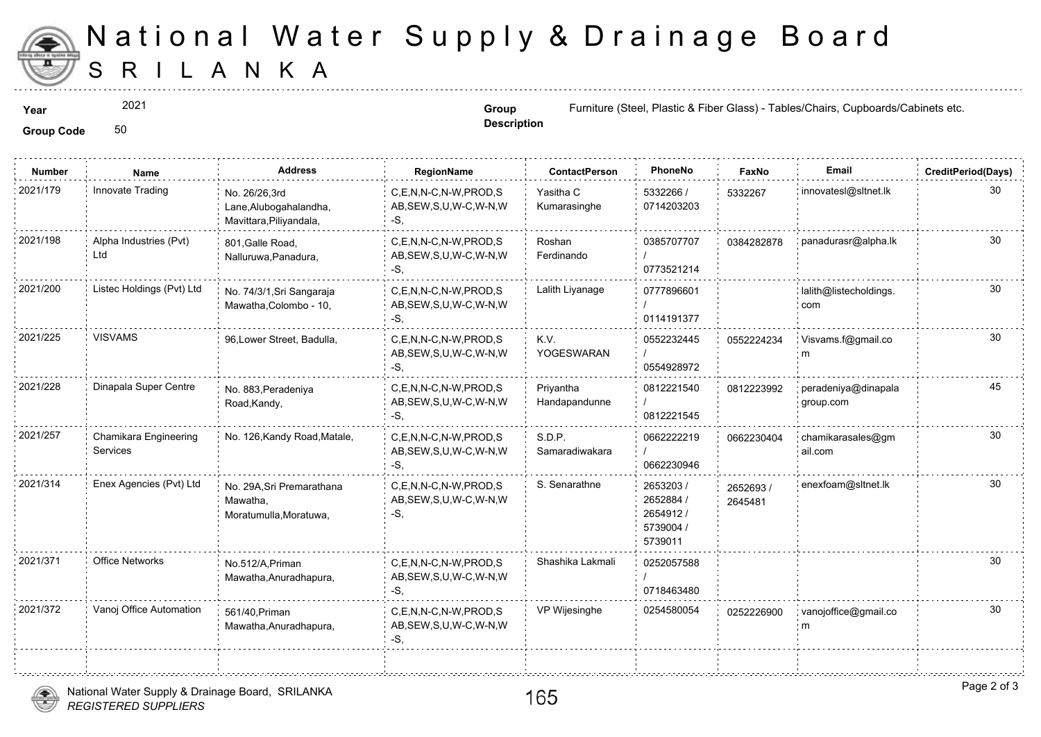# National Water Supply & Drainage Board
# SRILANKA

**Year** 2021

**Group Code** 50

**Group Description** Furniture (Steel, Plastic & Fiber Glass) - Tables/Chairs, Cupboards/Cabinets etc.

| Number | Name | Address | RegionName | ContactPerson | PhoneNo | FaxNo | Email | CreditPeriod(Days) |
|---|---|---|---|---|---|---|---|---|
| 2021/179 | Innovate Trading | No. 26/26,3rd Lane,Alubogahalandha, Mavittara,Piliyandala, | C,E,N,N-C,N-W,PROD,SAB,SEW,S,U,W-C,W-N,W-S, | Yasitha C Kumarasinghe | 5332266 / 0714203203 | 5332267 | innovatesl@sltnet.lk | 30 |
| 2021/198 | Alpha Industries (Pvt) Ltd | 801,Galle Road, Nalluruwa,Panadura, | C,E,N,N-C,N-W,PROD,SAB,SEW,S,U,W-C,W-N,W-S, | Roshan Ferdinando | 0385707707 / 0773521214 | 0384282878 | panadurasr@alpha.lk | 30 |
| 2021/200 | Listec Holdings (Pvt) Ltd | No. 74/3/1,Sri Sangaraja Mawatha,Colombo - 10, | C,E,N,N-C,N-W,PROD,SAB,SEW,S,U,W-C,W-N,W-S, | Lalith Liyanage | 0777896601 / 0114191377 | | lalith@listecholdings.com | 30 |
| 2021/225 | VISVAMS | 96,Lower Street, Badulla, | C,E,N,N-C,N-W,PROD,SAB,SEW,S,U,W-C,W-N,W-S, | K.V. YOGESWARAN | 0552232445 / 0554928972 | 0552224234 | Visvams.f@gmail.com | 30 |
| 2021/228 | Dinapala Super Centre | No. 883,Peradeniya Road,Kandy, | C,E,N,N-C,N-W,PROD,SAB,SEW,S,U,W-C,W-N,W-S, | Priyantha Handapandunne | 0812221540 / 0812221545 | 0812223992 | peradeniya@dinapalagroup.com | 45 |
| 2021/257 | Chamikara Engineering Services | No. 126,Kandy Road,Matale, | C,E,N,N-C,N-W,PROD,SAB,SEW,S,U,W-C,W-N,W-S, | S.D.P. Samaradiwakara | 0662222219 / 0662230946 | 0662230404 | chamikarasales@gmail.com | 30 |
| 2021/314 | Enex Agencies (Pvt) Ltd | No. 29A,Sri Premarathana Mawatha, Moratumulla,Moratuwa, | C,E,N,N-C,N-W,PROD,SAB,SEW,S,U,W-C,W-N,W-S, | S. Senarathne | 2653203 / 2652884 / 2654912 / 5739004 / 5739011 | 2652693 / 2645481 | enexfoam@sltnet.lk | 30 |
| 2021/371 | Office Networks | No.512/A,Priman Mawatha,Anuradhapura, | C,E,N,N-C,N-W,PROD,SAB,SEW,S,U,W-C,W-N,W-S, | Shashika Lakmali | 0252057588 / 0718463480 | | | 30 |
| 2021/372 | Vanoj Office Automation | 561/40,Priman Mawatha,Anuradhapura, | C,E,N,N-C,N-W,PROD,SAB,SEW,S,U,W-C,W-N,W-S, | VP Wijesinghe | 0254580054 | 0252226900 | vanojoffice@gmail.com | 30 |

National Water Supply & Drainage Board, SRILANKA
*REGISTERED SUPPLIERS*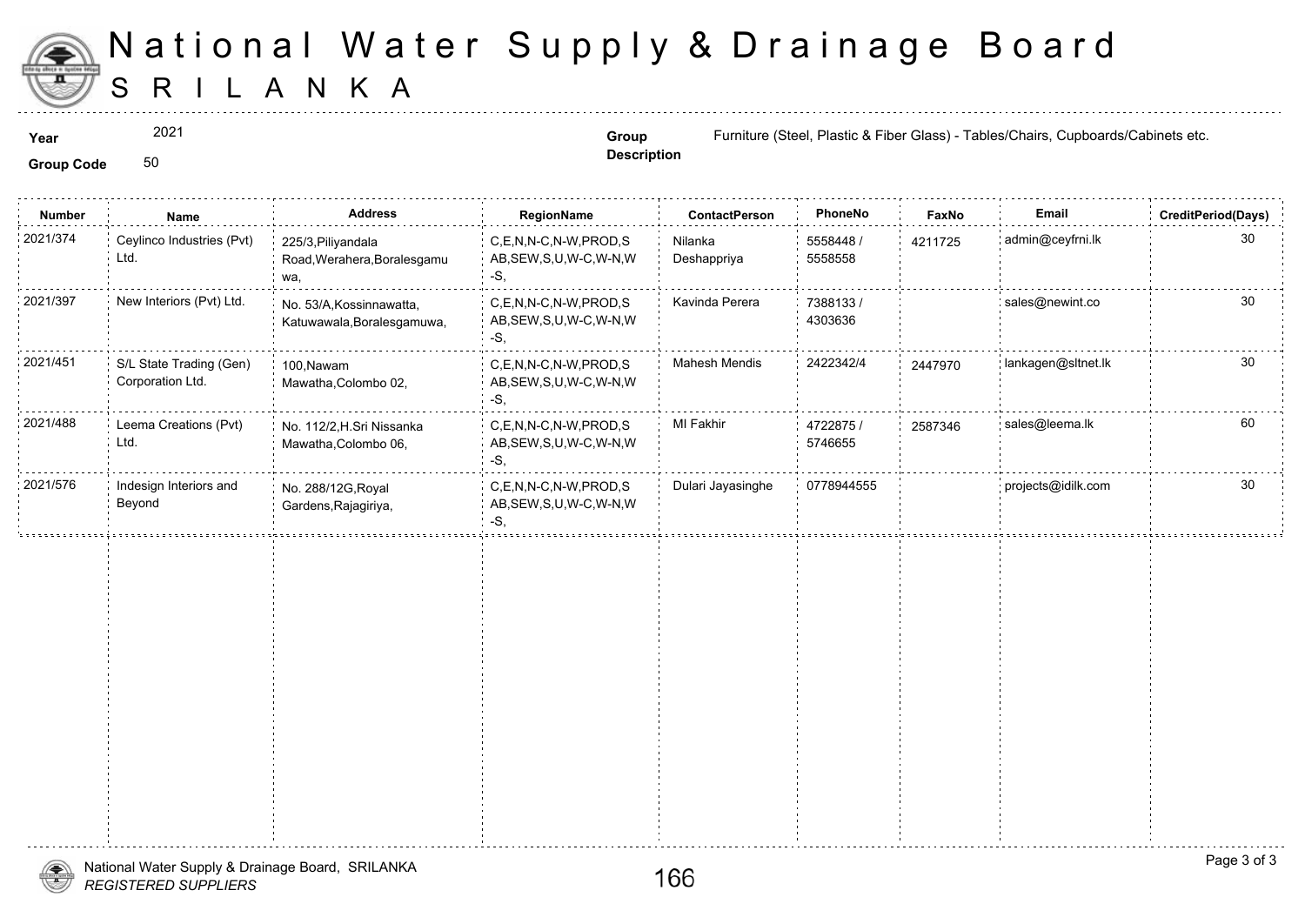# National Water Supply & Drainage Board

## SRI LANKA

**Year** 2021

**Group Code** 50

**Group Description** Furniture (Steel, Plastic & Fiber Glass) - Tables/Chairs, Cupboards/Cabinets etc.

| Number | Name | Address | RegionName | ContactPerson | PhoneNo | FaxNo | Email | CreditPeriod(Days) |
|---|---|---|---|---|---|---|---|---|
| 2021/374 | Ceylinco Industries (Pvt) Ltd. | 225/3,Piliyandala Road,Werahera,Boralesgamuwa, | C,E,N,N-C,N-W,PROD,SAB,SEW,S,U,W-C,W-N,W-S, | Nilanka Deshappriya | 5558448 / 5558558 | 4211725 | admin@ceyfrni.lk | 30 |
| 2021/397 | New Interiors (Pvt) Ltd. | No. 53/A,Kossinnawatta, Katuwawala,Boralesgamuwa, | C,E,N,N-C,N-W,PROD,SAB,SEW,S,U,W-C,W-N,W-S, | Kavinda Perera | 7388133 / 4303636 | | sales@newint.co | 30 |
| 2021/451 | S/L State Trading (Gen) Corporation Ltd. | 100,Nawam Mawatha,Colombo 02, | C,E,N,N-C,N-W,PROD,SAB,SEW,S,U,W-C,W-N,W-S, | Mahesh Mendis | 2422342/4 | 2447970 | lankagen@sltnet.lk | 30 |
| 2021/488 | Leema Creations (Pvt) Ltd. | No. 112/2,H.Sri Nissanka Mawatha,Colombo 06, | C,E,N,N-C,N-W,PROD,SAB,SEW,S,U,W-C,W-N,W-S, | MI Fakhir | 4722875 / 5746655 | 2587346 | sales@leema.lk | 60 |
| 2021/576 | Indesign Interiors and Beyond | No. 288/12G,Royal Gardens,Rajagiriya, | C,E,N,N-C,N-W,PROD,SAB,SEW,S,U,W-C,W-N,W-S, | Dulari Jayasinghe | 0778944555 | | projects@idilk.com | 30 |

National Water Supply & Drainage Board, SRILANKA
*REGISTERED SUPPLIERS*